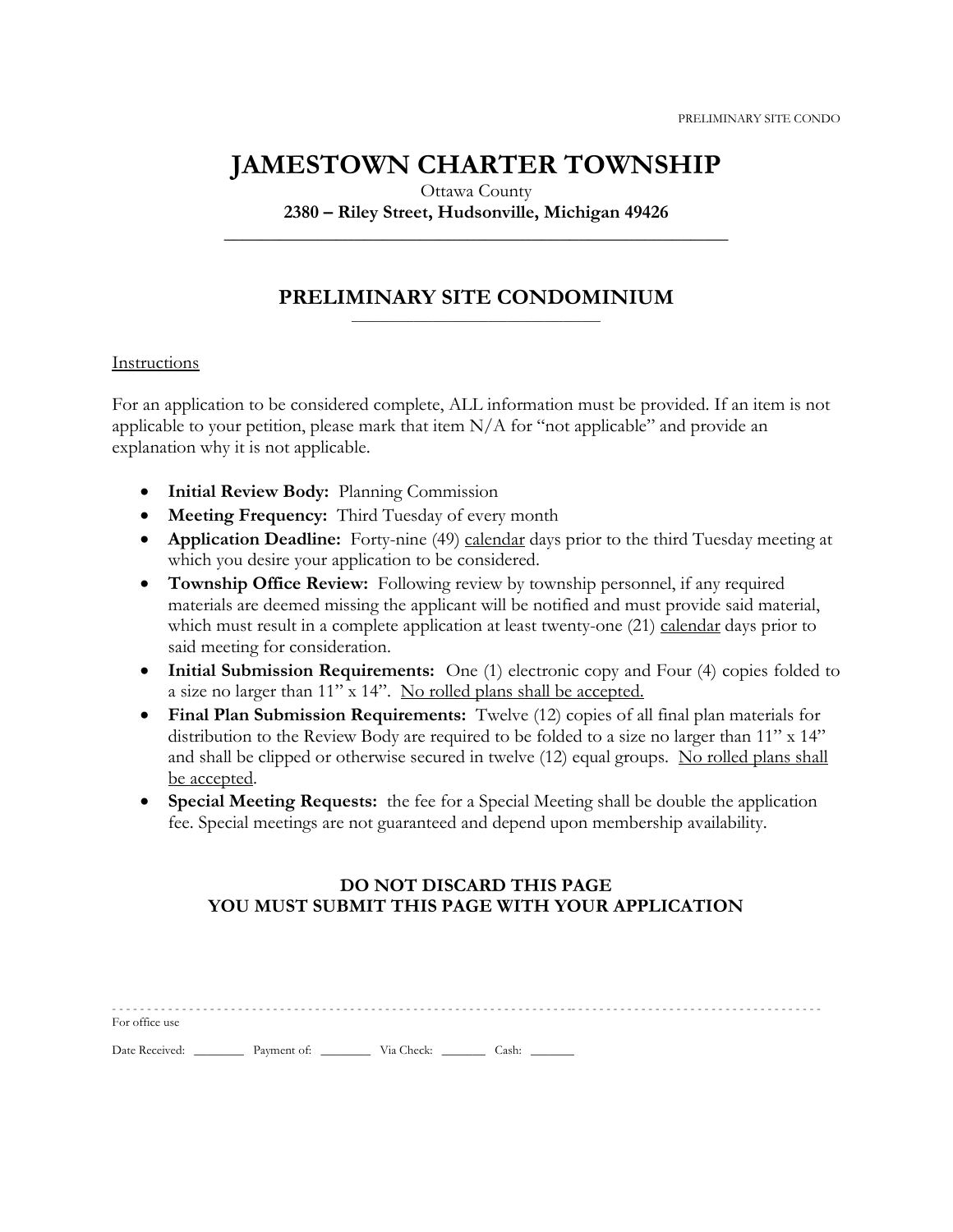# JAMESTOWN CHARTER TOWNSHIP

Ottawa County

**2380 – Riley Street, Hudsonville, Michigan 49426**

## PRELIMINARY SITE CONDOMINIUM

Instructions

For an application to be considered complete, ALL information must be provided. If an item is not applicable to your petition, please mark that item N/A for "not applicable" and provide an explanation why it is not applicable.

- **Initial Review Body:** Planning Commission
- **Meeting Frequency:** Third Tuesday of every month
- **Application Deadline:** Forty-nine (49) calendar days prior to the third Tuesday meeting at which you desire your application to be considered.
- **Township Office Review:** Following review by township personnel, if any required materials are deemed missing the applicant will be notified and must provide said material, which must result in a complete application at least twenty-one (21) calendar days prior to said meeting for consideration.
- **Initial Submission Requirements:** One (1) electronic copy and Four (4) copies folded to a size no larger than 11" x 14". No rolled plans shall be accepted.
- **Final Plan Submission Requirements:** Twelve (12) copies of all final plan materials for distribution to the Review Body are required to be folded to a size no larger than 11" x 14" and shall be clipped or otherwise secured in twelve (12) equal groups. No rolled plans shall be accepted.
- **Special Meeting Requests:** the fee for a Special Meeting shall be double the application fee. Special meetings are not guaranteed and depend upon membership availability.

**DO NOT DISCARD THIS PAGE**
**YOU MUST SUBMIT THIS PAGE WITH YOUR APPLICATION**

For office use

Date Received: ________ Payment of: ________ Via Check: _______ Cash: _______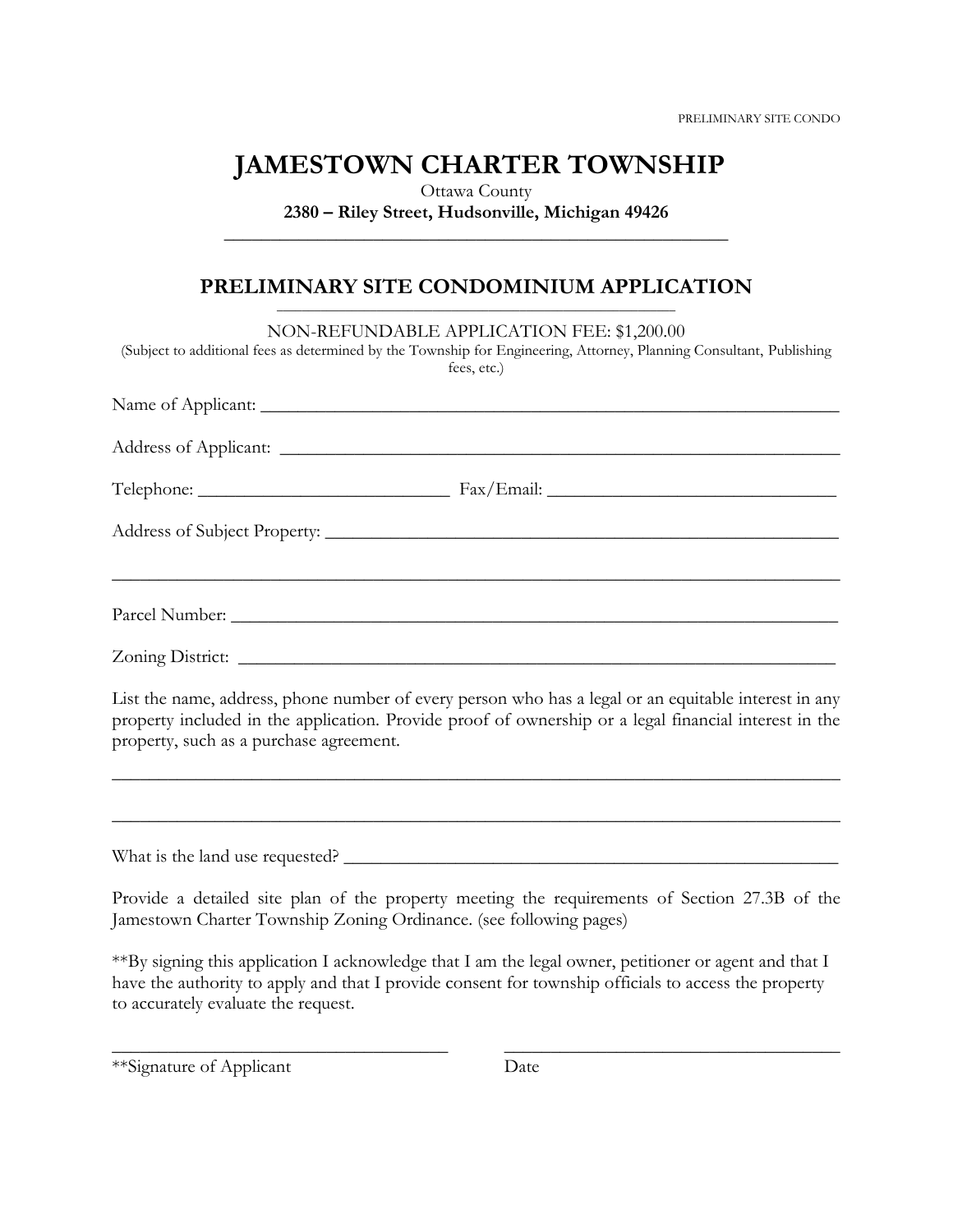# JAMESTOWN CHARTER TOWNSHIP

Ottawa County

**2380 – Riley Street, Hudsonville, Michigan 49426**

## PRELIMINARY SITE CONDOMINIUM APPLICATION

NON-REFUNDABLE APPLICATION FEE: $1,200.00

(Subject to additional fees as determined by the Township for Engineering, Attorney, Planning Consultant, Publishing fees, etc.)

Name of Applicant: ____________________________________________

Address of Applicant: ____________________________________________

Telephone: ______________________ Fax/Email: ______________________

Address of Subject Property: ____________________________________________

____________________________________________

Parcel Number: ____________________________________________

Zoning District: ____________________________________________

List the name, address, phone number of every person who has a legal or an equitable interest in any property included in the application. Provide proof of ownership or a legal financial interest in the property, such as a purchase agreement.

____________________________________________

____________________________________________

What is the land use requested? ____________________________________________

Provide a detailed site plan of the property meeting the requirements of Section 27.3B of the Jamestown Charter Township Zoning Ordinance. (see following pages)

**By signing this application I acknowledge that I am the legal owner, petitioner or agent and that I have the authority to apply and that I provide consent for township officials to access the property to accurately evaluate the request.

______________________________ ______________________________

**Signature of Applicant Date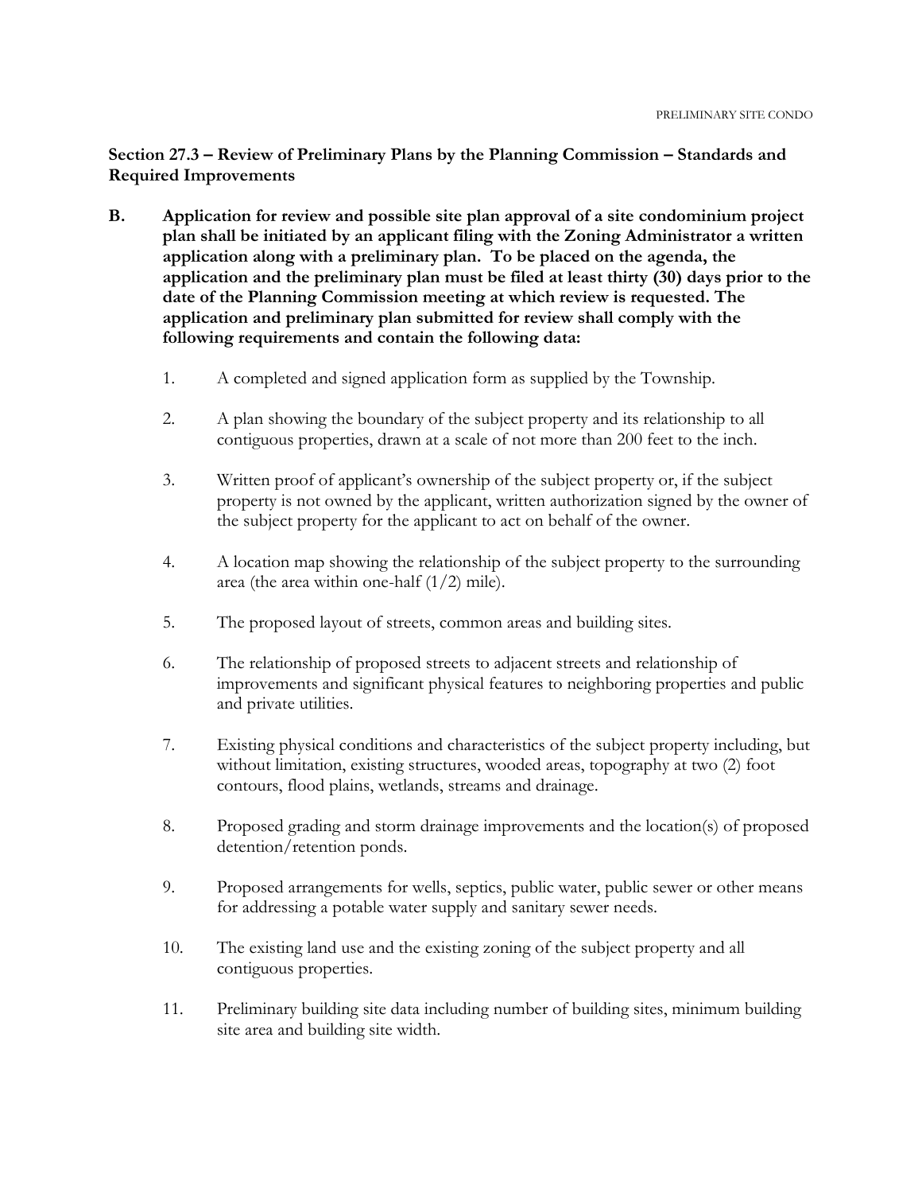**Section 27.3 – Review of Preliminary Plans by the Planning Commission – Standards and Required Improvements**

**B. Application for review and possible site plan approval of a site condominium project plan shall be initiated by an applicant filing with the Zoning Administrator a written application along with a preliminary plan. To be placed on the agenda, the application and the preliminary plan must be filed at least thirty (30) days prior to the date of the Planning Commission meeting at which review is requested. The application and preliminary plan submitted for review shall comply with the following requirements and contain the following data:**

1. A completed and signed application form as supplied by the Township.

2. A plan showing the boundary of the subject property and its relationship to all contiguous properties, drawn at a scale of not more than 200 feet to the inch.

3. Written proof of applicant's ownership of the subject property or, if the subject property is not owned by the applicant, written authorization signed by the owner of the subject property for the applicant to act on behalf of the owner.

4. A location map showing the relationship of the subject property to the surrounding area (the area within one-half (1/2) mile).

5. The proposed layout of streets, common areas and building sites.

6. The relationship of proposed streets to adjacent streets and relationship of improvements and significant physical features to neighboring properties and public and private utilities.

7. Existing physical conditions and characteristics of the subject property including, but without limitation, existing structures, wooded areas, topography at two (2) foot contours, flood plains, wetlands, streams and drainage.

8. Proposed grading and storm drainage improvements and the location(s) of proposed detention/retention ponds.

9. Proposed arrangements for wells, septics, public water, public sewer or other means for addressing a potable water supply and sanitary sewer needs.

10. The existing land use and the existing zoning of the subject property and all contiguous properties.

11. Preliminary building site data including number of building sites, minimum building site area and building site width.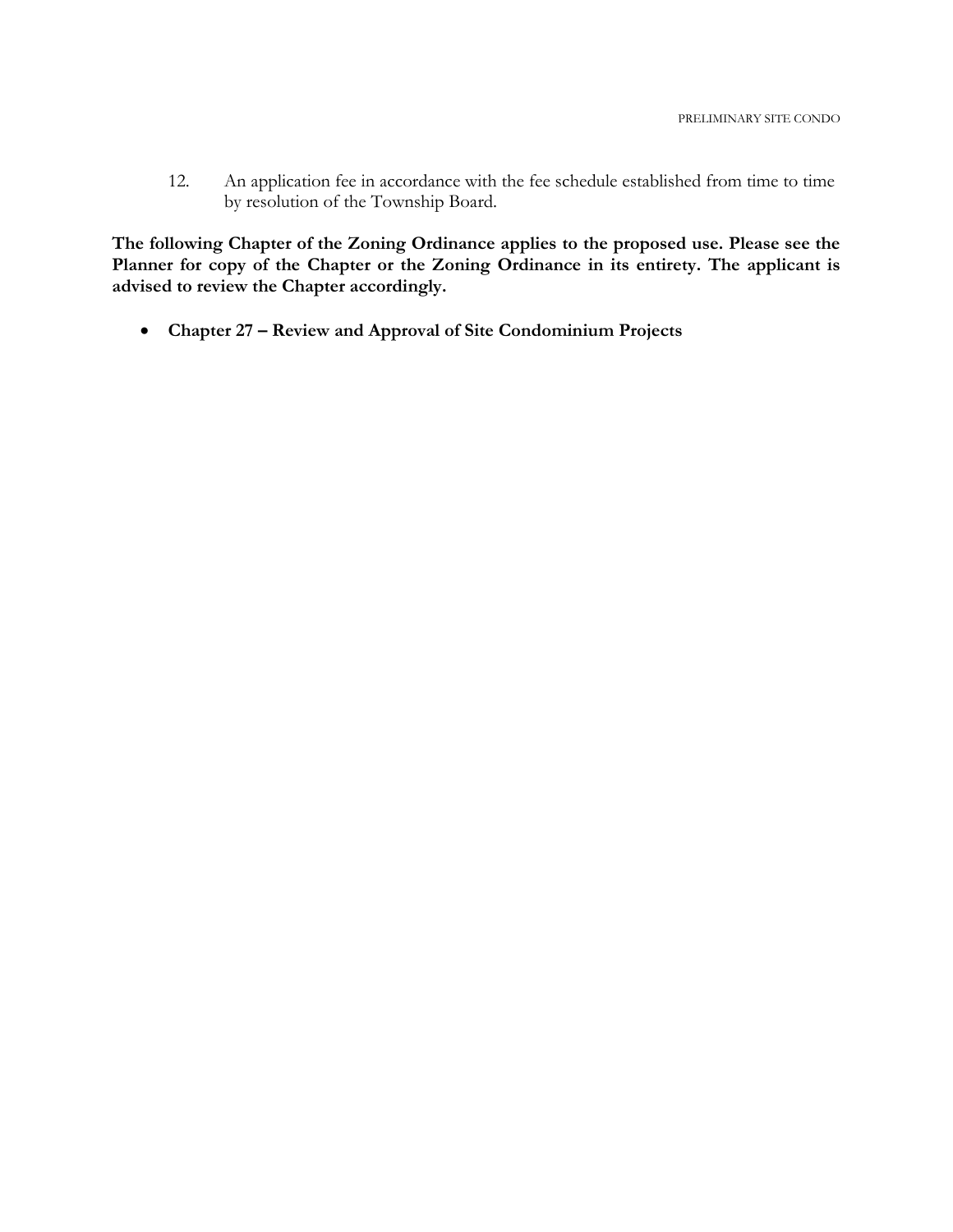12. An application fee in accordance with the fee schedule established from time to time by resolution of the Township Board.

**The following Chapter of the Zoning Ordinance applies to the proposed use. Please see the Planner for copy of the Chapter or the Zoning Ordinance in its entirety. The applicant is advised to review the Chapter accordingly.**

- **Chapter 27 – Review and Approval of Site Condominium Projects**